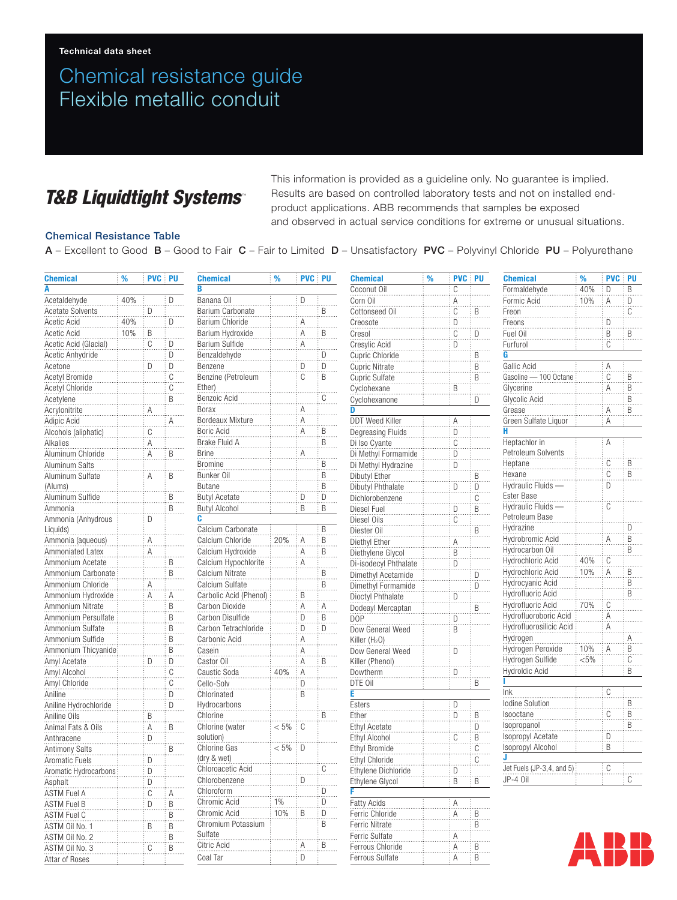Technical data sheet

# Chemical resistance guide
# Flexible metallic conduit

**T&B Liquidtight Systems**™

This information is provided as a guideline only. No guarantee is implied. Results are based on controlled laboratory tests and not on installed end-product applications. ABB recommends that samples be exposed and observed in actual service conditions for extreme or unusual situations.

## Chemical Resistance Table

**A** – Excellent to Good **B** – Good to Fair **C** – Fair to Limited **D** – Unsatisfactory **PVC** – Polyvinyl Chloride **PU** – Polyurethane

| Chemical | % | PVC | PU |
|---|---|---|---|
| **A** | | | |
| Acetaldehyde | 40% | | D |
| Acetate Solvents | | D | |
| Acetic Acid | 40% | | D |
| Acetic Acid | 10% | B | |
| Acetic Acid (Glacial) | | C | D |
| Acetic Anhydride | | | D |
| Acetone | | D | D |
| Acetyl Bromide | | | C |
| Acetyl Chloride | | | C |
| Acetylene | | | B |
| Acrylonitrite | | A | |
| Adipic Acid | | | A |
| Alcohols (aliphatic) | | C | |
| Alkalies | | A | |
| Aluminum Chloride | | A | B |
| Aluminum Salts | | | |
| Aluminum Sulfate (Alums) | | A | B |
| Aluminum Sulfide | | | B |
| Ammonia | | | B |
| Ammonia (Anhydrous Liquids) | | D | |
| Ammonia (aqueous) | | A | |
| Ammoniated Latex | | A | |
| Ammonium Acetate | | | B |
| Ammonium Carbonate | | | B |
| Ammonium Chloride | | A | |
| Ammonium Hydroxide | | A | A |
| Ammonium Nitrate | | | B |
| Ammonium Persulfate | | | B |
| Ammonium Sulfate | | | B |
| Ammonium Sulfide | | | B |
| Ammonium Thicyanide | | | B |
| Amyl Acetate | | D | D |
| Amyl Alcohol | | | C |
| Amyl Chloride | | | C |
| Aniline | | | D |
| Aniline Hydrochloride | | | D |
| Aniline Oils | | B | |
| Animal Fats & Oils | | A | B |
| Anthracene | | D | |
| Antimony Salts | | | B |
| Aromatic Fuels | | D | |
| Aromatic Hydrocarbons | | D | |
| Asphalt | | D | |
| ASTM Fuel A | | C | A |
| ASTM Fuel B | | D | B |
| ASTM Fuel C | | | B |
| ASTM Oil No. 1 | | B | B |
| ASTM Oil No. 2 | | | B |
| ASTM Oil No. 3 | | C | B |
| Attar of Roses | | | |
| **B** | | | |
| Banana Oil | | D | |
| Barium Carbonate | | | B |
| Barium Chloride | | A | |
| Barium Hydroxide | | A | B |
| Barium Sulfide | | A | |
| Benzaldehyde | | | D |
| Benzene | | D | D |
| Benzine (Petroleum Ether) | | C | B |
| Benzoic Acid | | | C |
| Borax | | A | |
| Bordeaux Mixture | | A | |
| Boric Acid | | A | B |
| Brake Fluid A | | | B |
| Brine | | A | |
| Bromine | | | B |
| Bunker Oil | | | B |
| Butane | | | B |
| Butyl Acetate | | D | D |
| Butyl Alcohol | | B | B |
| **C** | | | |
| Calcium Carbonate | | | B |
| Calcium Chloride | 20% | A | B |
| Calcium Hydroxide | | A | B |
| Calcium Hypochlorite | | A | |
| Calcium Nitrate | | | B |
| Calcium Sulfate | | | B |
| Carbolic Acid (Phenol) | | B | |
| Carbon Dioxide | | A | A |
| Carbon Disulfide | | D | B |
| Carbon Tetrachloride | | D | D |
| Carbonic Acid | | A | |
| Casein | | A | |
| Castor Oil | | A | B |
| Caustic Soda | 40% | A | |
| Cello-Solv | | D | |
| Chlorinated Hydrocarbons | | B | |
| Chlorine | | | B |
| Chlorine (water solution) | < 5% | C | |
| Chlorine Gas (dry & wet) | < 5% | D | |
| Chloroacetic Acid | | | C |
| Chlorobenzene | | D | |
| Chloroform | | | D |
| Chromic Acid | 1% | | D |
| Chromic Acid | 10% | B | D |
| Chromium Potassium Sulfate | | | B |
| Citric Acid | | A | B |
| Coal Tar | | D | |
| Coconut Oil | | C | |
| Corn Oil | | A | |
| Cottonseed Oil | | C | B |
| Creosote | | D | |
| Cresol | | C | D |
| Cresylic Acid | | D | |
| Cupric Chloride | | | B |
| Cupric Nitrate | | | B |
| Cupric Sulfate | | | B |
| Cyclohexane | | B | |
| Cyclohexanone | | | D |
| **D** | | | |
| DDT Weed Killer | | A | |
| Degreasing Fluids | | D | |
| Di Iso Cyante | | C | |
| Di Methyl Formamide | | D | |
| Di Methyl Hydrazine | | D | |
| Dibutyl Ether | | | B |
| Dibutyl Phthalate | | D | D |
| Dichlorobenzene | | | C |
| Diesel Fuel | | D | B |
| Diesel Oils | | C | |
| Diester Oil | | | B |
| Diethyl Ether | | A | |
| Diethylene Glycol | | B | |
| Di-isodecyl Phthalate | | D | |
| Dimethyl Acetamide | | | D |
| Dimethyl Formamide | | | D |
| Dioctyl Phthalate | | D | |
| Dodeayl Mercaptan | | | B |
| DOP | | D | |
| Dow General Weed Killer ($H_2O$) | | B | |
| Dow General Weed Killer (Phenol) | | D | |
| Dowtherm | | D | |
| DTE Oil | | | B |
| **E** | | | |
| Esters | | D | |
| Ether | | D | B |
| Ethyl Acetate | | | D |
| Ethyl Alcohol | | C | B |
| Ethyl Bromide | | | C |
| Ethyl Chloride | | | C |
| Ethylene Dichloride | | D | |
| Ethylene Glycol | | B | B |
| **F** | | | |
| Fatty Acids | | A | |
| Ferric Chloride | | A | B |
| Ferric Nitrate | | | B |
| Ferric Sulfate | | A | |
| Ferrous Chloride | | A | B |
| Ferrous Sulfate | | A | B |
| Formaldehyde | 40% | D | B |
| Formic Acid | 10% | A | D |
| Freon | | | C |
| Freons | | D | |
| Fuel Oil | | B | B |
| Furfurol | | C | |
| **G** | | | |
| Gallic Acid | | A | |
| Gasoline — 100 Octane | | C | B |
| Glycerine | | A | B |
| Glycolic Acid | | | B |
| Grease | | A | B |
| Green Sulfate Liquor | | A | |
| **H** | | | |
| Heptachlor in Petroleum Solvents | | A | |
| Heptane | | C | B |
| Hexane | | C | B |
| Hydraulic Fluids — Ester Base | | D | |
| Hydraulic Fluids — Petroleum Base | | C | |
| Hydrazine | | | D |
| Hydrobromic Acid | | A | B |
| Hydrocarbon Oil | | | B |
| Hydrochloric Acid | 40% | C | |
| Hydrochloric Acid | 10% | A | B |
| Hydrocyanic Acid | | | B |
| Hydrofluoric Acid | | | B |
| Hydrofluoric Acid | 70% | C | |
| Hydrofluoroboric Acid | | A | |
| Hydrofluorosilicic Acid | | A | |
| Hydrogen | | | A |
| Hydrogen Peroxide | 10% | A | B |
| Hydrogen Sulfide | <5% | | C |
| Hydroldic Acid | | | B |
| **I** | | | |
| Ink | | C | |
| Iodine Solution | | | B |
| Isooctane | | C | B |
| Isopropanol | | | B |
| Isopropyl Acetate | | D | |
| Isopropyl Alcohol | | B | |
| **J** | | | |
| Jet Fuels (JP-3,4, and 5) | | C | |
| JP-4 Oil | | | C |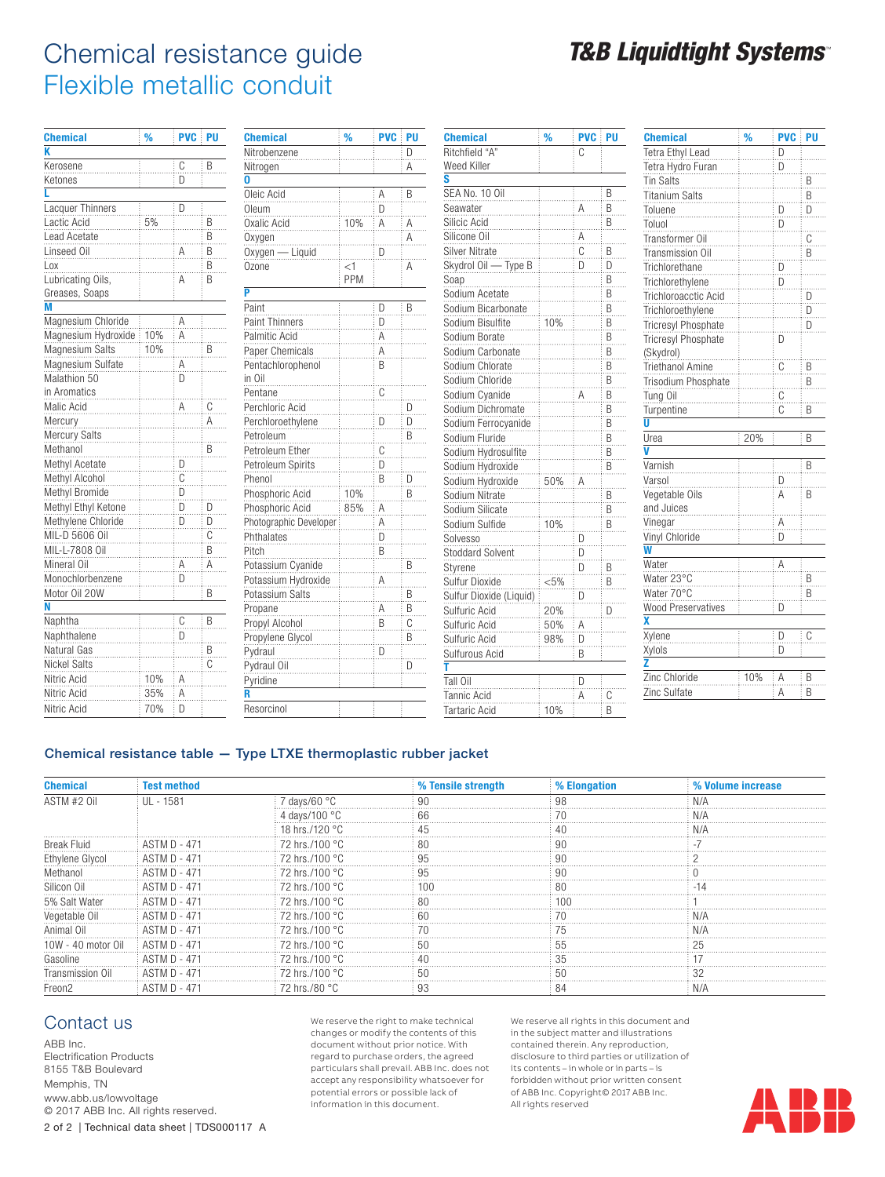# Chemical resistance guide
## Flexible metallic conduit

**T&B Liquidtight Systems™**

| Chemical | % | PVC | PU |
|---|---|---|---|
| **K** | | | |
| Kerosene | | C | B |
| Ketones | | D | |
| **L** | | | |
| Lacquer Thinners | | D | |
| Lactic Acid | 5% | | B |
| Lead Acetate | | | B |
| Linseed Oil | | A | B |
| Lox | | | B |
| Lubricating Oils, Greases, Soaps | | A | B |
| **M** | | | |
| Magnesium Chloride | | A | |
| Magnesium Hydroxide | 10% | A | |
| Magnesium Salts | 10% | | B |
| Magnesium Sulfate | | A | |
| Malathion 50 in Aromatics | | D | |
| Malic Acid | | A | C |
| Mercury | | | A |
| Mercury Salts | | | B |
| Methanol | | | B |
| Methyl Acetate | | D | |
| Methyl Alcohol | | C | |
| Methyl Bromide | | D | |
| Methyl Ethyl Ketone | | D | D |
| Methylene Chloride | | D | D |
| MIL-D 5606 Oil | | | C |
| MIL-L-7808 Oil | | | B |
| Mineral Oil | | A | A |
| Monochlorbenzene | | D | |
| Motor Oil 20W | | | B |
| **N** | | | |
| Naphtha | | C | B |
| Naphthalene | | D | |
| Natural Gas | | | B |
| Nickel Salts | | | C |
| Nitric Acid | 10% | A | |
| Nitric Acid | 35% | A | |
| Nitric Acid | 70% | D | |
| Nitrobenzene | | | D |
| Nitrogen | | | A |
| **O** | | | |
| Oleic Acid | | A | B |
| Oleum | | D | |
| Oxalic Acid | 10% | A | A |
| Oxygen | | | A |
| Oxygen — Liquid | | D | |
| Ozone | <1 PPM | | A |
| **P** | | | |
| Paint | | D | B |
| Paint Thinners | | D | |
| Palmitic Acid | | A | |
| Paper Chemicals | | A | |
| Pentachlorophenol in Oil | | B | |
| Pentane | | C | |
| Perchloric Acid | | | D |
| Perchloroethylene | | D | D |
| Petroleum | | | B |
| Petroleum Ether | | C | |
| Petroleum Spirits | | D | |
| Phenol | | B | D |
| Phosphoric Acid | 10% | | B |
| Phosphoric Acid | 85% | A | |
| Photographic Developer | | A | |
| Phthalates | | D | |
| Pitch | | B | |
| Potassium Cyanide | | | B |
| Potassium Hydroxide | | A | |
| Potassium Salts | | | B |
| Propane | | A | B |
| Propyl Alcohol | | B | C |
| Propylene Glycol | | | B |
| Pydraul | | D | |
| Pydraul Oil | | | D |
| Pyridine | | | |
| **R** | | | |
| Resorcinol | | | |
| Ritchfield "A" Weed Killer | | C | |
| **S** | | | |
| SEA No. 10 Oil | | | B |
| Seawater | | A | B |
| Silicic Acid | | | B |
| Silicone Oil | | A | |
| Silver Nitrate | | C | B |
| Skydrol Oil — Type B | | D | D |
| Soap | | | B |
| Sodium Acetate | | | B |
| Sodium Bicarbonate | | | B |
| Sodium Bisulfite | 10% | | B |
| Sodium Borate | | | B |
| Sodium Carbonate | | | B |
| Sodium Chlorate | | | B |
| Sodium Chloride | | | B |
| Sodium Cyanide | | A | B |
| Sodium Dichromate | | | B |
| Sodium Ferrocyanide | | | B |
| Sodium Fluride | | | B |
| Sodium Hydrosulfite | | | B |
| Sodium Hydroxide | | | B |
| Sodium Hydroxide | 50% | A | |
| Sodium Nitrate | | | B |
| Sodium Silicate | | | B |
| Sodium Sulfide | 10% | | B |
| Solvesso | | D | |
| Stoddard Solvent | | D | |
| Styrene | | D | B |
| Sulfur Dioxide | <5% | | B |
| Sulfur Dioxide (Liquid) | | D | |
| Sulfuric Acid | 20% | | D |
| Sulfuric Acid | 50% | A | |
| Sulfuric Acid | 98% | D | |
| Sulfurous Acid | | B | |
| **T** | | | |
| Tall Oil | | D | |
| Tannic Acid | | A | C |
| Tartaric Acid | 10% | | B |
| Tetra Ethyl Lead | | D | |
| Tetra Hydro Furan | | D | |
| Tin Salts | | | B |
| Titanium Salts | | | B |
| Toluene | | D | D |
| Toluol | | D | |
| Transformer Oil | | | C |
| Transmission Oil | | | B |
| Trichlorethane | | D | |
| Trichlorethylene | | D | |
| Trichloroacctic Acid | | | D |
| Trichloroethylene | | | D |
| Tricresyl Phosphate | | | D |
| Tricresyl Phosphate (Skydrol) | | D | |
| Triethanol Amine | | C | B |
| Trisodium Phosphate | | | B |
| Tung Oil | | C | |
| Turpentine | | C | B |
| **U** | | | |
| Urea | 20% | | B |
| **V** | | | |
| Varnish | | | B |
| Varsol | | D | |
| Vegetable Oils and Juices | | A | B |
| Vinegar | | A | |
| Vinyl Chloride | | D | |
| **W** | | | |
| Water | | A | |
| Water 23°C | | | B |
| Water 70°C | | | B |
| Wood Preservatives | | D | |
| **X** | | | |
| Xylene | | D | C |
| Xylols | | D | |
| **Z** | | | |
| Zinc Chloride | 10% | A | B |
| Zinc Sulfate | | A | B |

### Chemical resistance table — Type LTXE thermoplastic rubber jacket

| Chemical | Test method | | % Tensile strength | % Elongation | % Volume increase |
|---|---|---|---|---|---|
| ASTM #2 Oil | UL - 1581 | 7 days/60 °C | 90 | 98 | N/A |
| | | 4 days/100 °C | 66 | 70 | N/A |
| | | 18 hrs./120 °C | 45 | 40 | N/A |
| Break Fluid | ASTM D - 471 | 72 hrs./100 °C | 80 | 90 | -7 |
| Ethylene Glycol | ASTM D - 471 | 72 hrs./100 °C | 95 | 90 | 2 |
| Methanol | ASTM D - 471 | 72 hrs./100 °C | 95 | 90 | 0 |
| Silicon Oil | ASTM D - 471 | 72 hrs./100 °C | 100 | 80 | -14 |
| 5% Salt Water | ASTM D - 471 | 72 hrs./100 °C | 80 | 100 | 1 |
| Vegetable Oil | ASTM D - 471 | 72 hrs./100 °C | 60 | 70 | N/A |
| Animal Oil | ASTM D - 471 | 72 hrs./100 °C | 70 | 75 | N/A |
| 10W - 40 motor Oil | ASTM D - 471 | 72 hrs./100 °C | 50 | 55 | 25 |
| Gasoline | ASTM D - 471 | 72 hrs./100 °C | 40 | 35 | 17 |
| Transmission Oil | ASTM D - 471 | 72 hrs./100 °C | 50 | 50 | 32 |
| Freon2 | ASTM D - 471 | 72 hrs./80 °C | 93 | 84 | N/A |

## Contact us

ABB Inc.
Electrification Products
8155 T&B Boulevard
Memphis, TN
www.abb.us/lowvoltage
© 2017 ABB Inc. All rights reserved.

We reserve the right to make technical changes or modify the contents of this document without prior notice. With regard to purchase orders, the agreed particulars shall prevail. ABB Inc. does not accept any responsibility whatsoever for potential errors or possible lack of information in this document.

We reserve all rights in this document and in the subject matter and illustrations contained therein. Any reproduction, disclosure to third parties or utilization of its contents – in whole or in parts – is forbidden without prior written consent of ABB Inc. Copyright© 2017 ABB Inc. All rights reserved

Technical data sheet | TDS000117 A